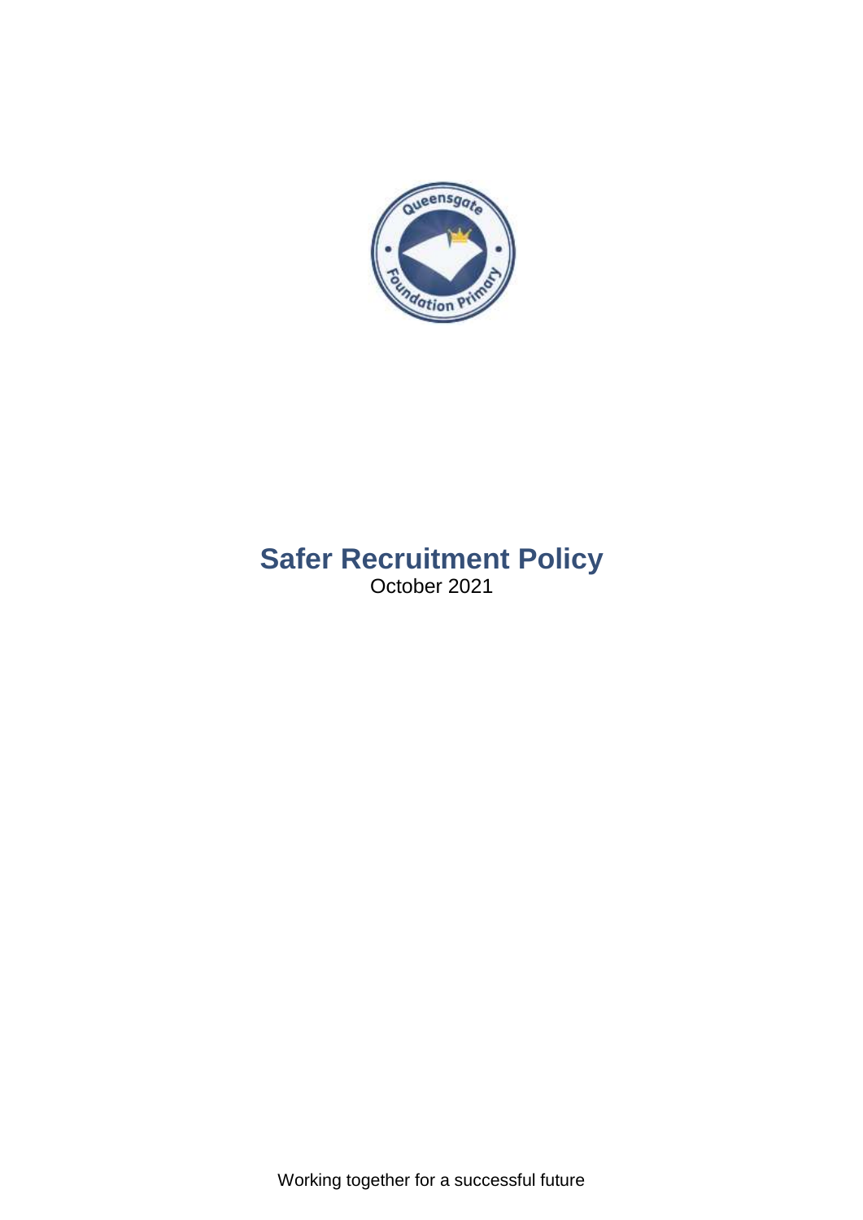# Safer Recruitment Policy

October 2021

Working together for a successful future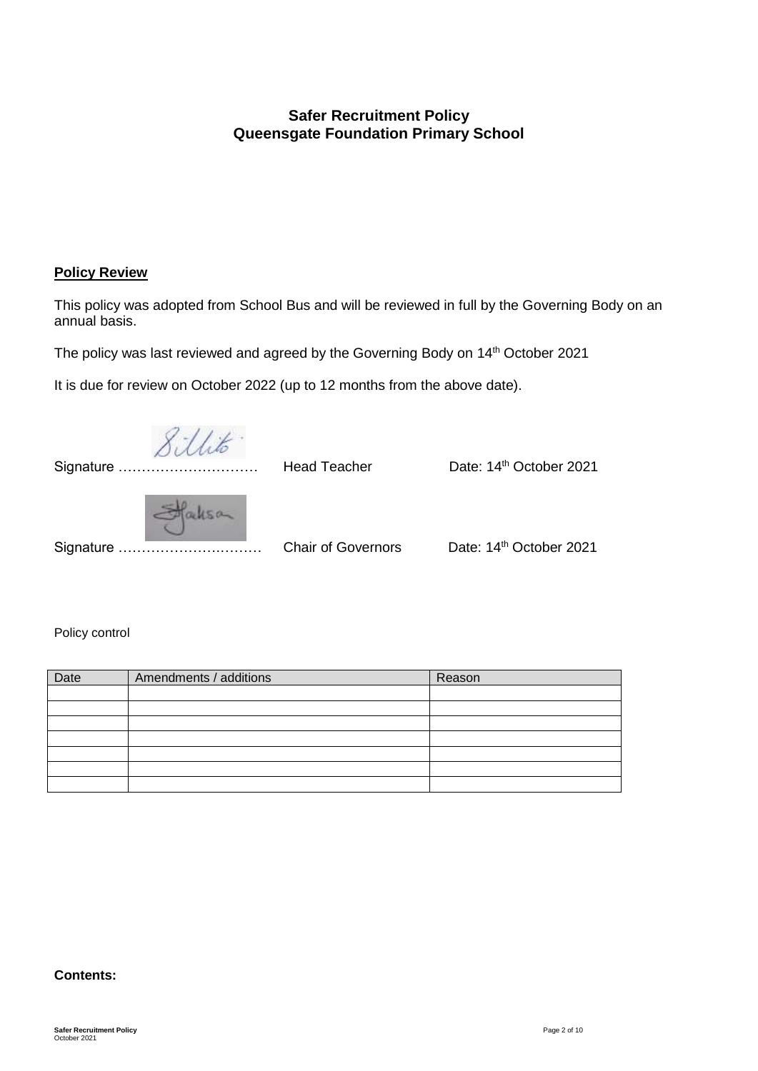**Safer Recruitment Policy**
**Queensgate Foundation Primary School**

## Policy Review

This policy was adopted from School Bus and will be reviewed in full by the Governing Body on an annual basis.

The policy was last reviewed and agreed by the Governing Body on 14th October 2021

It is due for review on October 2022 (up to 12 months from the above date).

Signature ………………………… Head Teacher Date: 14th October 2021

Signature ………………………… Chair of Governors Date: 14th October 2021

Policy control

| Date | Amendments / additions | Reason |
| --- | --- | --- |
| | | |
| | | |
| | | |
| | | |
| | | |
| | | |
| | | |

**Contents:**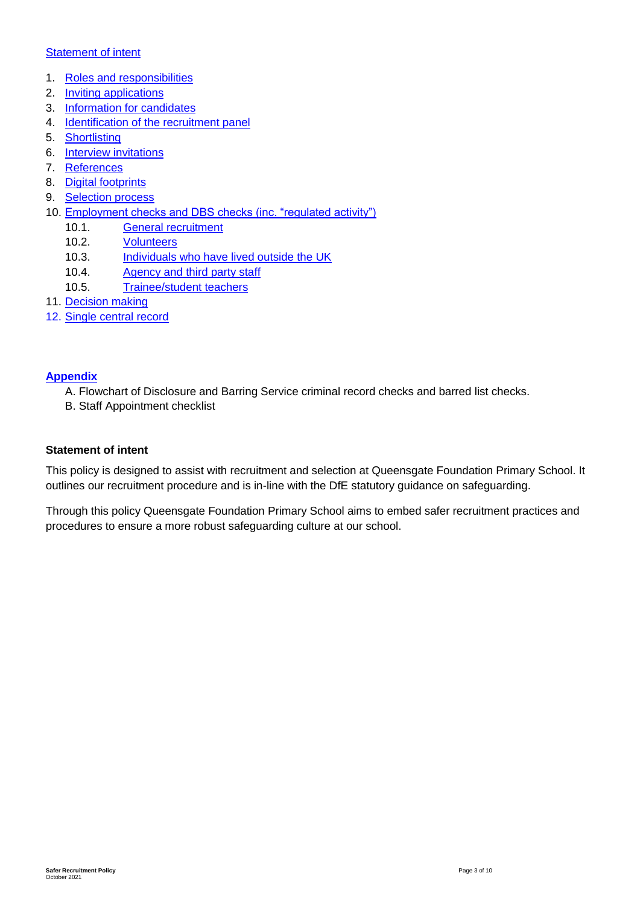Statement of intent

1. Roles and responsibilities
2. Inviting applications
3. Information for candidates
4. Identification of the recruitment panel
5. Shortlisting
6. Interview invitations
7. References
8. Digital footprints
9. Selection process
10. Employment checks and DBS checks (inc. "regulated activity")
    - 10.1. General recruitment
    - 10.2. Volunteers
    - 10.3. Individuals who have lived outside the UK
    - 10.4. Agency and third party staff
    - 10.5. Trainee/student teachers
11. Decision making
12. Single central record

**Appendix**

A. Flowchart of Disclosure and Barring Service criminal record checks and barred list checks.

B. Staff Appointment checklist

**Statement of intent**

This policy is designed to assist with recruitment and selection at Queensgate Foundation Primary School. It outlines our recruitment procedure and is in-line with the DfE statutory guidance on safeguarding.

Through this policy Queensgate Foundation Primary School aims to embed safer recruitment practices and procedures to ensure a more robust safeguarding culture at our school.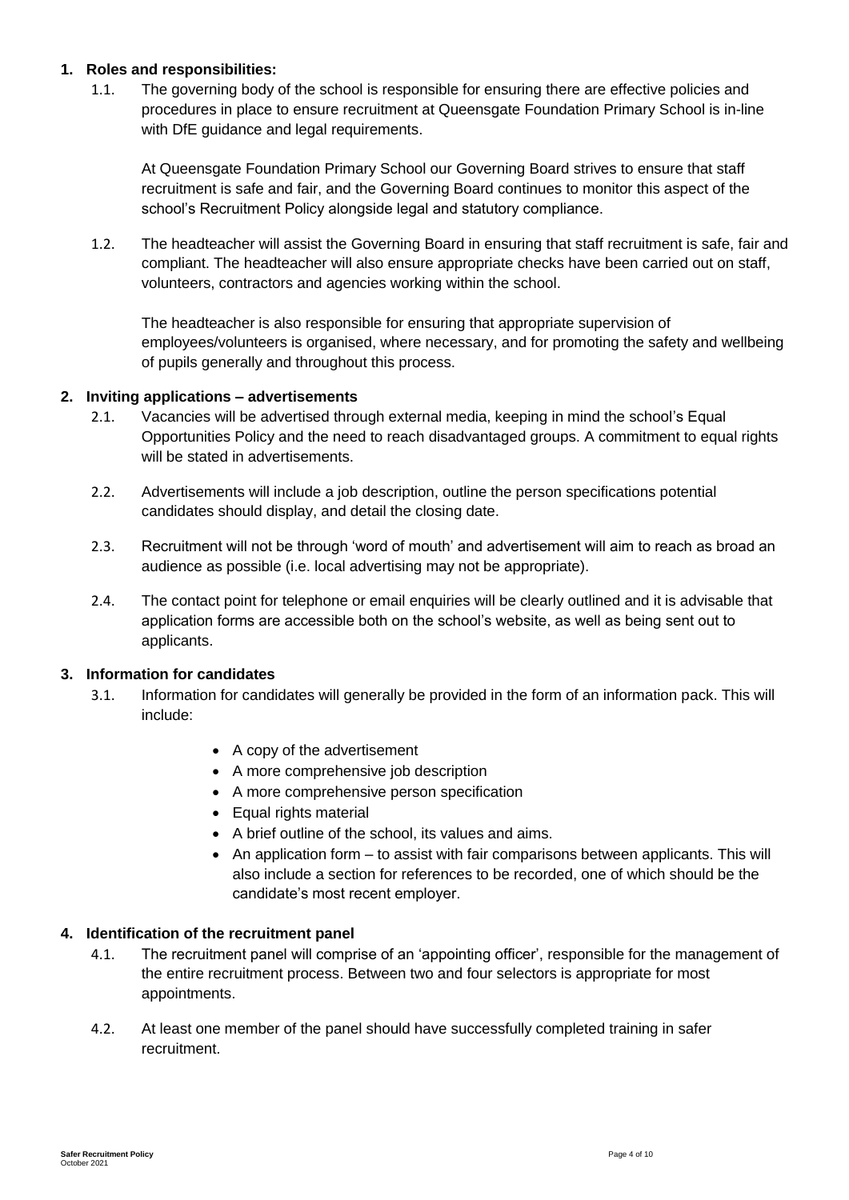## 1. Roles and responsibilities:

1.1. The governing body of the school is responsible for ensuring there are effective policies and procedures in place to ensure recruitment at Queensgate Foundation Primary School is in-line with DfE guidance and legal requirements.

At Queensgate Foundation Primary School our Governing Board strives to ensure that staff recruitment is safe and fair, and the Governing Board continues to monitor this aspect of the school's Recruitment Policy alongside legal and statutory compliance.

1.2. The headteacher will assist the Governing Board in ensuring that staff recruitment is safe, fair and compliant. The headteacher will also ensure appropriate checks have been carried out on staff, volunteers, contractors and agencies working within the school.

The headteacher is also responsible for ensuring that appropriate supervision of employees/volunteers is organised, where necessary, and for promoting the safety and wellbeing of pupils generally and throughout this process.

## 2. Inviting applications – advertisements

2.1. Vacancies will be advertised through external media, keeping in mind the school's Equal Opportunities Policy and the need to reach disadvantaged groups. A commitment to equal rights will be stated in advertisements.

2.2. Advertisements will include a job description, outline the person specifications potential candidates should display, and detail the closing date.

2.3. Recruitment will not be through 'word of mouth' and advertisement will aim to reach as broad an audience as possible (i.e. local advertising may not be appropriate).

2.4. The contact point for telephone or email enquiries will be clearly outlined and it is advisable that application forms are accessible both on the school's website, as well as being sent out to applicants.

## 3. Information for candidates

3.1. Information for candidates will generally be provided in the form of an information pack. This will include:

- A copy of the advertisement
- A more comprehensive job description
- A more comprehensive person specification
- Equal rights material
- A brief outline of the school, its values and aims.
- An application form – to assist with fair comparisons between applicants. This will also include a section for references to be recorded, one of which should be the candidate's most recent employer.

## 4. Identification of the recruitment panel

4.1. The recruitment panel will comprise of an 'appointing officer', responsible for the management of the entire recruitment process. Between two and four selectors is appropriate for most appointments.

4.2. At least one member of the panel should have successfully completed training in safer recruitment.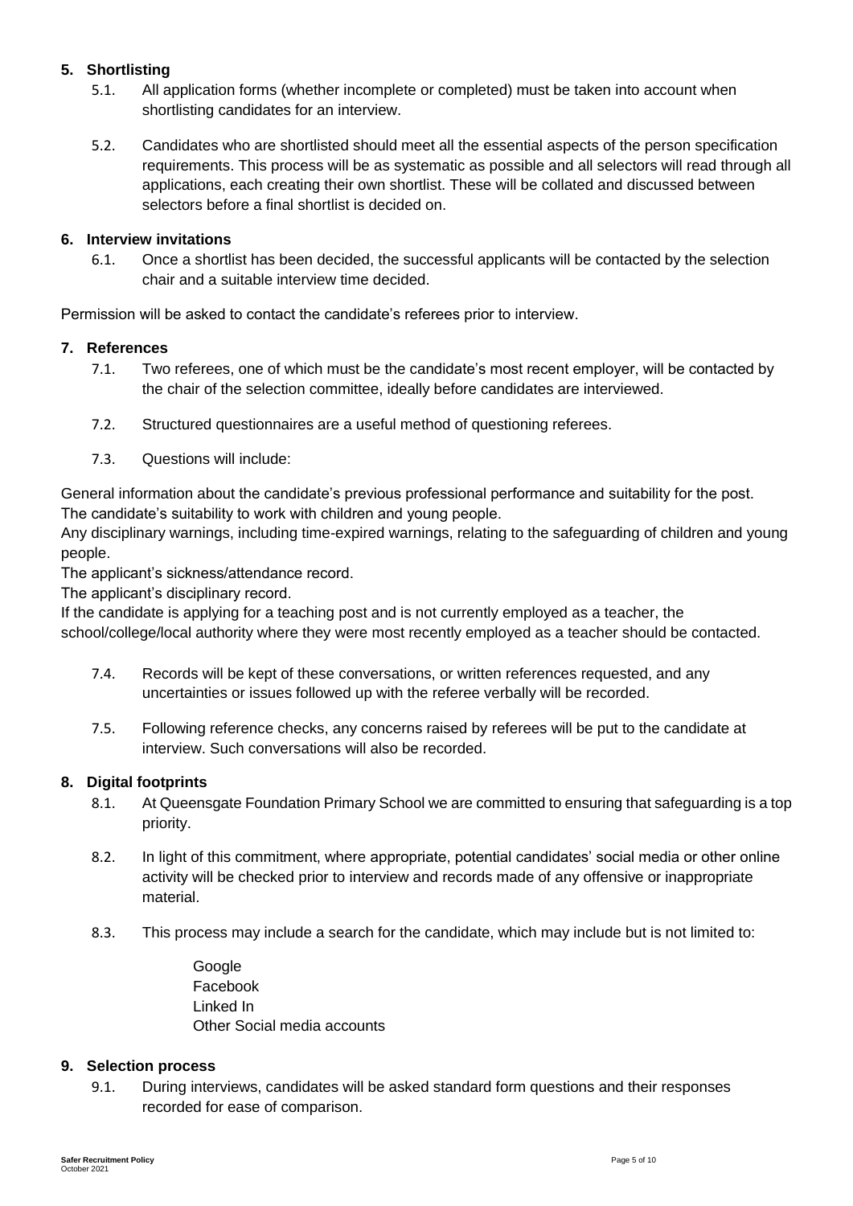## 5. Shortlisting

5.1. All application forms (whether incomplete or completed) must be taken into account when shortlisting candidates for an interview.

5.2. Candidates who are shortlisted should meet all the essential aspects of the person specification requirements. This process will be as systematic as possible and all selectors will read through all applications, each creating their own shortlist. These will be collated and discussed between selectors before a final shortlist is decided on.

## 6. Interview invitations

6.1. Once a shortlist has been decided, the successful applicants will be contacted by the selection chair and a suitable interview time decided.

Permission will be asked to contact the candidate's referees prior to interview.

## 7. References

7.1. Two referees, one of which must be the candidate's most recent employer, will be contacted by the chair of the selection committee, ideally before candidates are interviewed.

7.2. Structured questionnaires are a useful method of questioning referees.

7.3. Questions will include:

General information about the candidate's previous professional performance and suitability for the post.
The candidate's suitability to work with children and young people.
Any disciplinary warnings, including time-expired warnings, relating to the safeguarding of children and young people.
The applicant's sickness/attendance record.
The applicant's disciplinary record.
If the candidate is applying for a teaching post and is not currently employed as a teacher, the school/college/local authority where they were most recently employed as a teacher should be contacted.

7.4. Records will be kept of these conversations, or written references requested, and any uncertainties or issues followed up with the referee verbally will be recorded.

7.5. Following reference checks, any concerns raised by referees will be put to the candidate at interview. Such conversations will also be recorded.

## 8. Digital footprints

8.1. At Queensgate Foundation Primary School we are committed to ensuring that safeguarding is a top priority.

8.2. In light of this commitment, where appropriate, potential candidates' social media or other online activity will be checked prior to interview and records made of any offensive or inappropriate material.

8.3. This process may include a search for the candidate, which may include but is not limited to:

Google
Facebook
Linked In
Other Social media accounts

## 9. Selection process

9.1. During interviews, candidates will be asked standard form questions and their responses recorded for ease of comparison.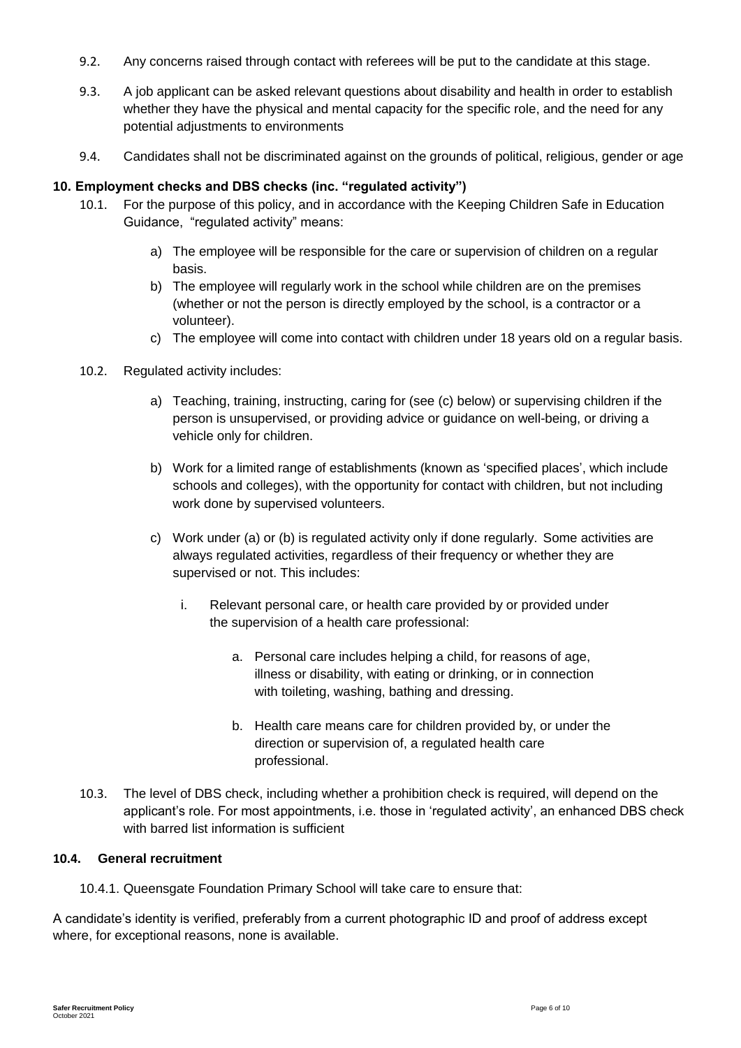9.2. Any concerns raised through contact with referees will be put to the candidate at this stage.

9.3. A job applicant can be asked relevant questions about disability and health in order to establish whether they have the physical and mental capacity for the specific role, and the need for any potential adjustments to environments

9.4. Candidates shall not be discriminated against on the grounds of political, religious, gender or age

## 10. Employment checks and DBS checks (inc. "regulated activity")

10.1. For the purpose of this policy, and in accordance with the Keeping Children Safe in Education Guidance, "regulated activity" means:

a) The employee will be responsible for the care or supervision of children on a regular basis.
b) The employee will regularly work in the school while children are on the premises (whether or not the person is directly employed by the school, is a contractor or a volunteer).
c) The employee will come into contact with children under 18 years old on a regular basis.

10.2. Regulated activity includes:

a) Teaching, training, instructing, caring for (see (c) below) or supervising children if the person is unsupervised, or providing advice or guidance on well-being, or driving a vehicle only for children.

b) Work for a limited range of establishments (known as 'specified places', which include schools and colleges), with the opportunity for contact with children, but not including work done by supervised volunteers.

c) Work under (a) or (b) is regulated activity only if done regularly. Some activities are always regulated activities, regardless of their frequency or whether they are supervised or not. This includes:

   i. Relevant personal care, or health care provided by or provided under the supervision of a health care professional:

      a. Personal care includes helping a child, for reasons of age, illness or disability, with eating or drinking, or in connection with toileting, washing, bathing and dressing.

      b. Health care means care for children provided by, or under the direction or supervision of, a regulated health care professional.

10.3. The level of DBS check, including whether a prohibition check is required, will depend on the applicant's role. For most appointments, i.e. those in 'regulated activity', an enhanced DBS check with barred list information is sufficient

### 10.4. General recruitment

10.4.1. Queensgate Foundation Primary School will take care to ensure that:

A candidate's identity is verified, preferably from a current photographic ID and proof of address except where, for exceptional reasons, none is available.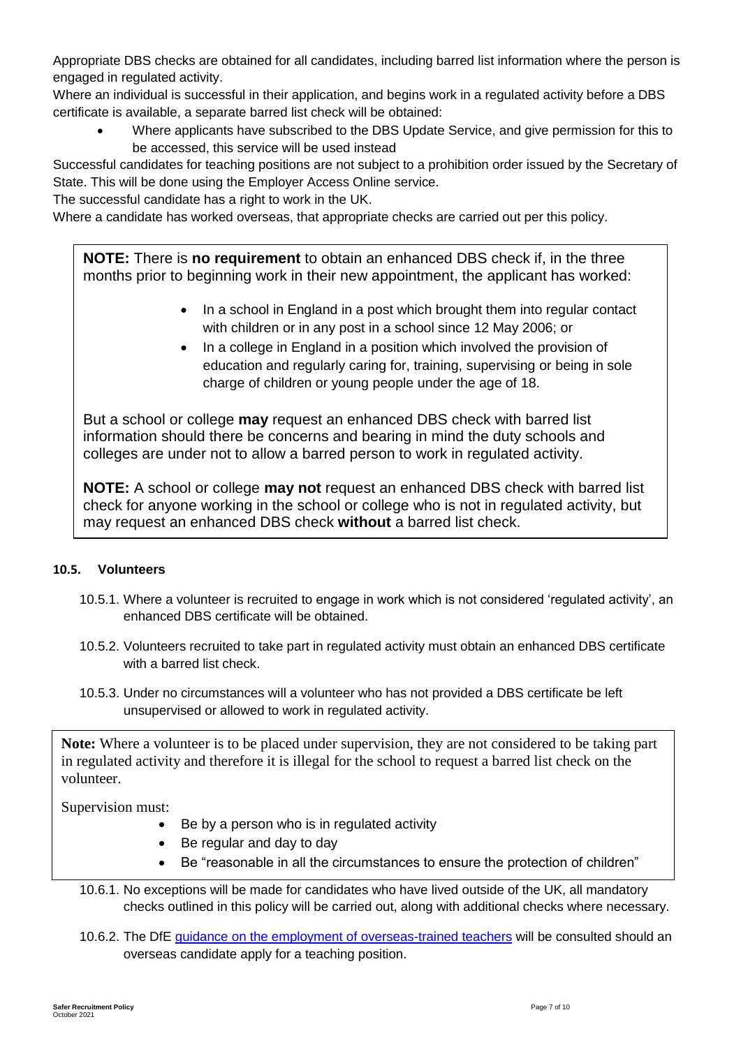Appropriate DBS checks are obtained for all candidates, including barred list information where the person is engaged in regulated activity.

Where an individual is successful in their application, and begins work in a regulated activity before a DBS certificate is available, a separate barred list check will be obtained:

- Where applicants have subscribed to the DBS Update Service, and give permission for this to be accessed, this service will be used instead

Successful candidates for teaching positions are not subject to a prohibition order issued by the Secretary of State. This will be done using the Employer Access Online service.

The successful candidate has a right to work in the UK.

Where a candidate has worked overseas, that appropriate checks are carried out per this policy.

> **NOTE:** There is **no requirement** to obtain an enhanced DBS check if, in the three months prior to beginning work in their new appointment, the applicant has worked:
>
> - In a school in England in a post which brought them into regular contact with children or in any post in a school since 12 May 2006; or
> - In a college in England in a position which involved the provision of education and regularly caring for, training, supervising or being in sole charge of children or young people under the age of 18.
>
> But a school or college **may** request an enhanced DBS check with barred list information should there be concerns and bearing in mind the duty schools and colleges are under not to allow a barred person to work in regulated activity.
>
> **NOTE:** A school or college **may not** request an enhanced DBS check with barred list check for anyone working in the school or college who is not in regulated activity, but may request an enhanced DBS check **without** a barred list check.

#### 10.5. Volunteers

10.5.1. Where a volunteer is recruited to engage in work which is not considered 'regulated activity', an enhanced DBS certificate will be obtained.

10.5.2. Volunteers recruited to take part in regulated activity must obtain an enhanced DBS certificate with a barred list check.

10.5.3. Under no circumstances will a volunteer who has not provided a DBS certificate be left unsupervised or allowed to work in regulated activity.

> **Note:** Where a volunteer is to be placed under supervision, they are not considered to be taking part in regulated activity and therefore it is illegal for the school to request a barred list check on the volunteer.
>
> Supervision must:
>
> - Be by a person who is in regulated activity
> - Be regular and day to day
> - Be "reasonable in all the circumstances to ensure the protection of children"

10.6.1. No exceptions will be made for candidates who have lived outside of the UK, all mandatory checks outlined in this policy will be carried out, along with additional checks where necessary.

10.6.2. The DfE guidance on the employment of overseas-trained teachers will be consulted should an overseas candidate apply for a teaching position.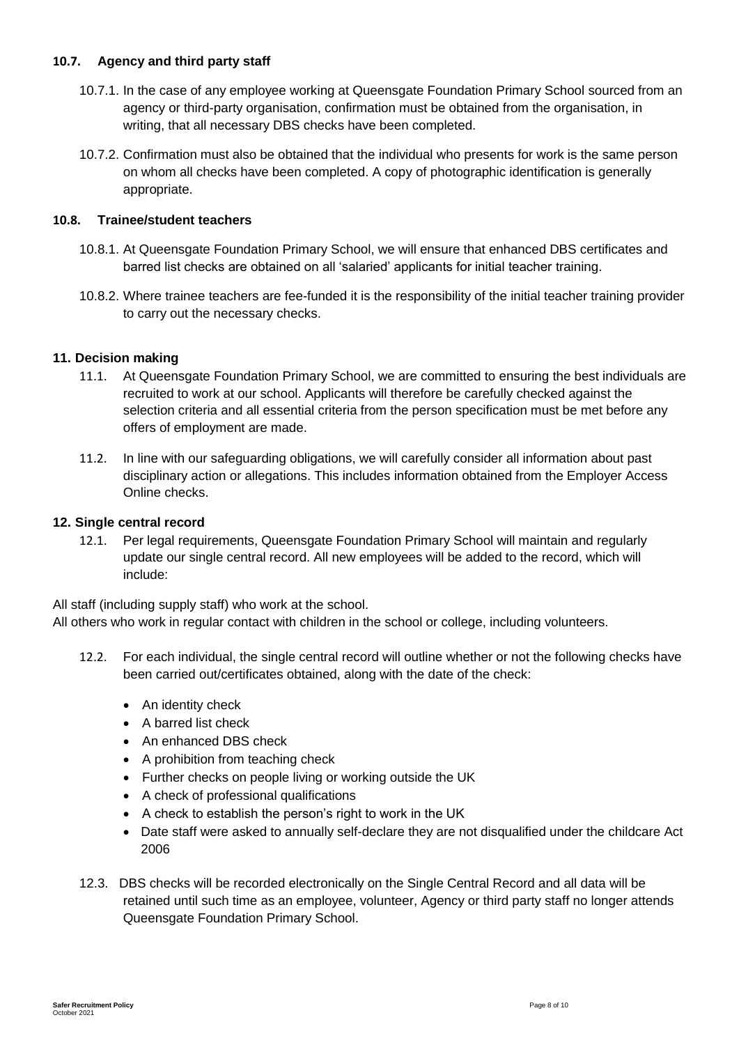### 10.7. Agency and third party staff

10.7.1. In the case of any employee working at Queensgate Foundation Primary School sourced from an agency or third-party organisation, confirmation must be obtained from the organisation, in writing, that all necessary DBS checks have been completed.

10.7.2. Confirmation must also be obtained that the individual who presents for work is the same person on whom all checks have been completed. A copy of photographic identification is generally appropriate.

### 10.8. Trainee/student teachers

10.8.1. At Queensgate Foundation Primary School, we will ensure that enhanced DBS certificates and barred list checks are obtained on all 'salaried' applicants for initial teacher training.

10.8.2. Where trainee teachers are fee-funded it is the responsibility of the initial teacher training provider to carry out the necessary checks.

## 11. Decision making

11.1. At Queensgate Foundation Primary School, we are committed to ensuring the best individuals are recruited to work at our school. Applicants will therefore be carefully checked against the selection criteria and all essential criteria from the person specification must be met before any offers of employment are made.

11.2. In line with our safeguarding obligations, we will carefully consider all information about past disciplinary action or allegations. This includes information obtained from the Employer Access Online checks.

## 12. Single central record

12.1. Per legal requirements, Queensgate Foundation Primary School will maintain and regularly update our single central record. All new employees will be added to the record, which will include:

All staff (including supply staff) who work at the school.
All others who work in regular contact with children in the school or college, including volunteers.

12.2. For each individual, the single central record will outline whether or not the following checks have been carried out/certificates obtained, along with the date of the check:

- An identity check
- A barred list check
- An enhanced DBS check
- A prohibition from teaching check
- Further checks on people living or working outside the UK
- A check of professional qualifications
- A check to establish the person's right to work in the UK
- Date staff were asked to annually self-declare they are not disqualified under the childcare Act 2006

12.3. DBS checks will be recorded electronically on the Single Central Record and all data will be retained until such time as an employee, volunteer, Agency or third party staff no longer attends Queensgate Foundation Primary School.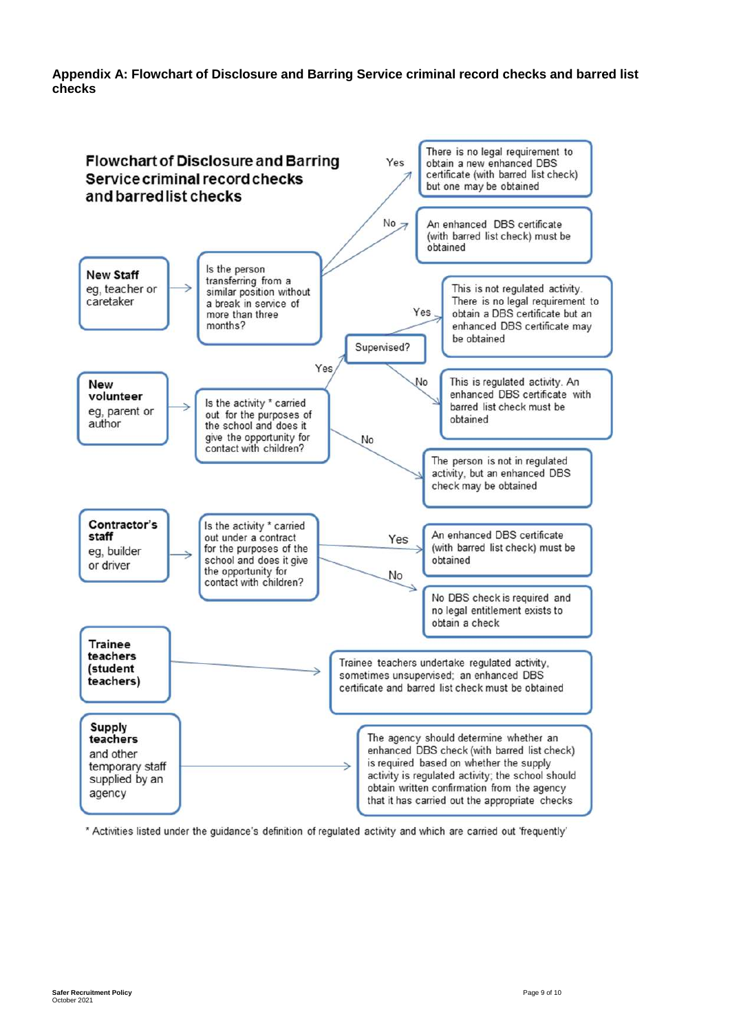## Appendix A: Flowchart of Disclosure and Barring Service criminal record checks and barred list checks

### Flowchart of Disclosure and Barring Service criminal record checks and barred list checks

**New Staff** eg, teacher or caretaker → Is the person transferring from a similar position without a break in service of more than three months?

- Yes → There is no legal requirement to obtain a new enhanced DBS certificate (with barred list check) but one may be obtained
- No → An enhanced DBS certificate (with barred list check) must be obtained

**New volunteer** eg, parent or author → Is the activity * carried out for the purposes of the school and does it give the opportunity for contact with children?

- Yes → Supervised?
  - Yes → This is not regulated activity. There is no legal requirement to obtain a DBS certificate but an enhanced DBS certificate may be obtained
  - No → This is regulated activity. An enhanced DBS certificate with barred list check must be obtained
- No → The person is not in regulated activity, but an enhanced DBS check may be obtained

**Contractor's staff** eg, builder or driver → Is the activity * carried out under a contract for the purposes of the school and does it give the opportunity for contact with children?

- Yes → An enhanced DBS certificate (with barred list check) must be obtained
- No → No DBS check is required and no legal entitlement exists to obtain a check

**Trainee teachers (student teachers)** → Trainee teachers undertake regulated activity, sometimes unsupervised; an enhanced DBS certificate and barred list check must be obtained

**Supply teachers** and other temporary staff supplied by an agency → The agency should determine whether an enhanced DBS check (with barred list check) is required based on whether the supply activity is regulated activity; the school should obtain written confirmation from the agency that it has carried out the appropriate checks

\* Activities listed under the guidance's definition of regulated activity and which are carried out 'frequently'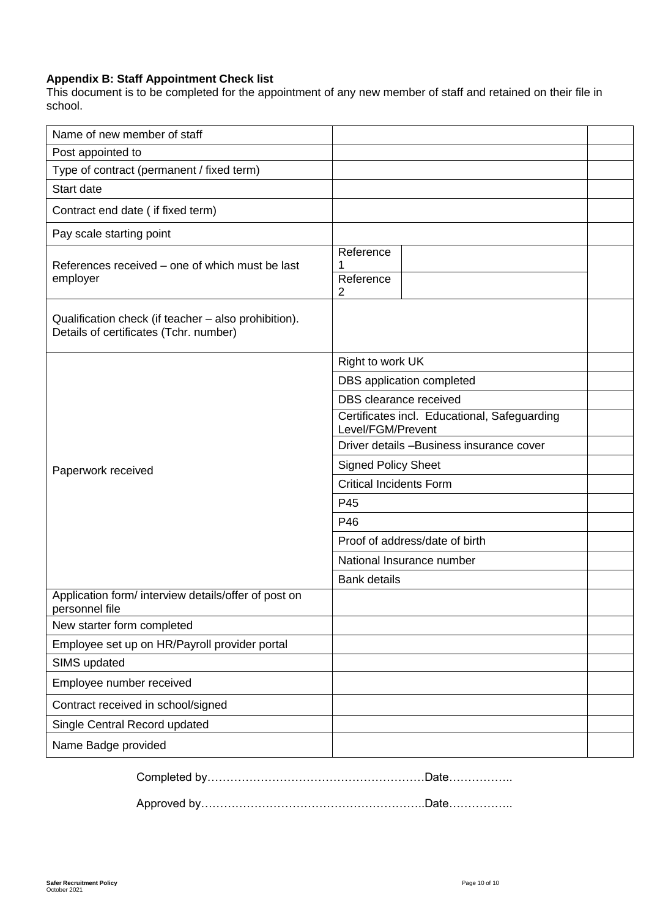**Appendix B: Staff Appointment Check list**

This document is to be completed for the appointment of any new member of staff and retained on their file in school.

| | | | |
|---|---|---|---|
| Name of new member of staff | | | |
| Post appointed to | | | |
| Type of contract (permanent / fixed term) | | | |
| Start date | | | |
| Contract end date ( if fixed term) | | | |
| Pay scale starting point | | | |
| References received – one of which must be last employer | Reference 1 | | |
| | Reference 2 | | |
| Qualification check (if teacher – also prohibition). Details of certificates (Tchr. number) | | | |
| Paperwork received | Right to work UK | | |
| | DBS application completed | | |
| | DBS clearance received | | |
| | Certificates incl. Educational, Safeguarding Level/FGM/Prevent | | |
| | Driver details –Business insurance cover | | |
| | Signed Policy Sheet | | |
| | Critical Incidents Form | | |
| | P45 | | |
| | P46 | | |
| | Proof of address/date of birth | | |
| | National Insurance number | | |
| | Bank details | | |
| Application form/ interview details/offer of post on personnel file | | | |
| New starter form completed | | | |
| Employee set up on HR/Payroll provider portal | | | |
| SIMS updated | | | |
| Employee number received | | | |
| Contract received in school/signed | | | |
| Single Central Record updated | | | |
| Name Badge provided | | | |

Completed by………………………………………………….Date……………..

Approved by…………………………………………………..Date……………..

**Safer Recruitment Policy**
October 2021